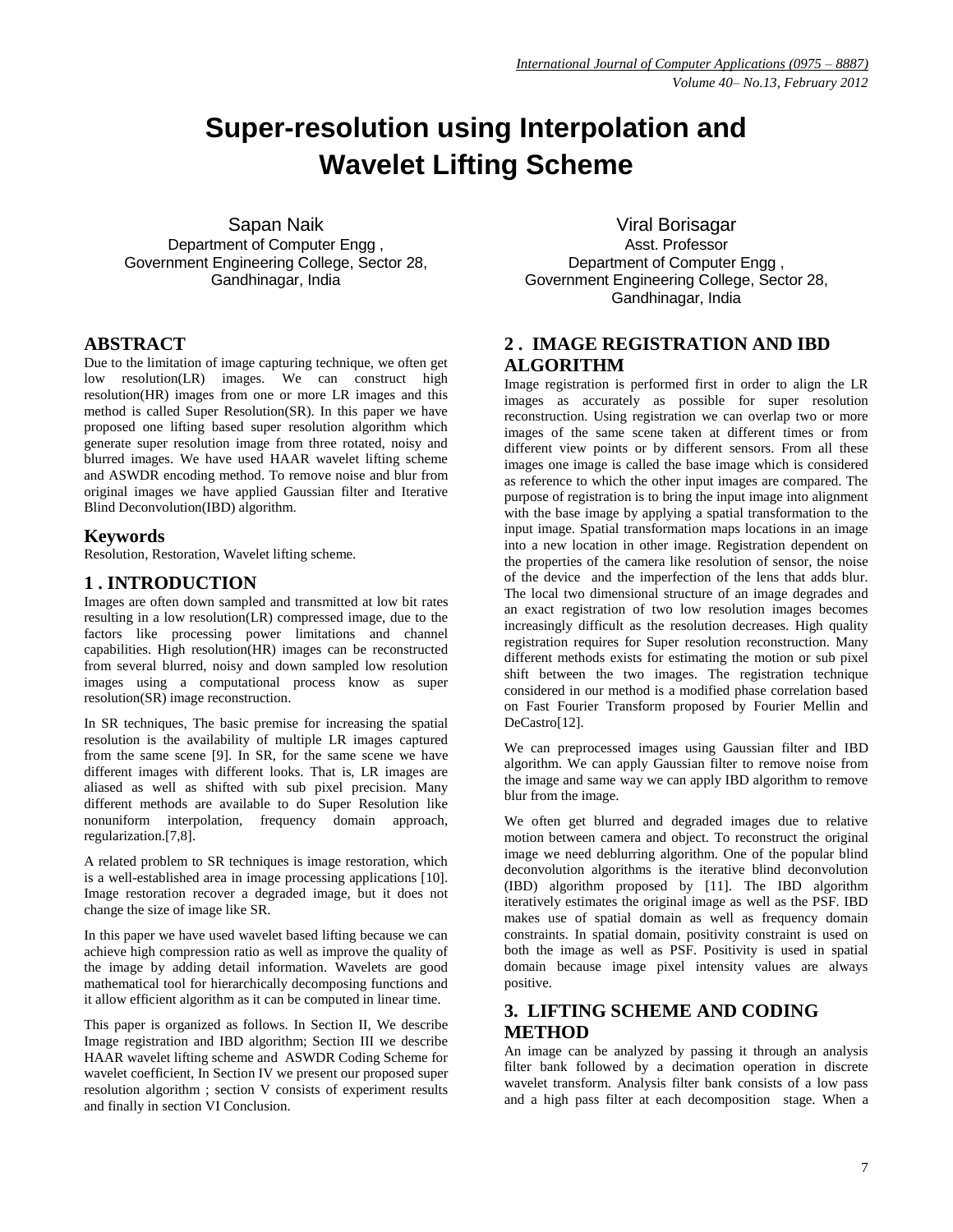# Super-resolution using Interpolation and Wavelet Lifting Scheme

Sapan Naik
Department of Computer Engg ,
Government Engineering College, Sector 28,
Gandhinagar, India

Viral Borisagar
Asst. Professor
Department of Computer Engg ,
Government Engineering College, Sector 28,
Gandhinagar, India

## ABSTRACT

Due to the limitation of image capturing technique, we often get low resolution(LR) images. We can construct high resolution(HR) images from one or more LR images and this method is called Super Resolution(SR). In this paper we have proposed one lifting based super resolution algorithm which generate super resolution image from three rotated, noisy and blurred images. We have used HAAR wavelet lifting scheme and ASWDR encoding method. To remove noise and blur from original images we have applied Gaussian filter and Iterative Blind Deconvolution(IBD) algorithm.

## Keywords

Resolution, Restoration, Wavelet lifting scheme.

## 1 . INTRODUCTION

Images are often down sampled and transmitted at low bit rates resulting in a low resolution(LR) compressed image, due to the factors like processing power limitations and channel capabilities. High resolution(HR) images can be reconstructed from several blurred, noisy and down sampled low resolution images using a computational process know as super resolution(SR) image reconstruction.

In SR techniques, The basic premise for increasing the spatial resolution is the availability of multiple LR images captured from the same scene [9]. In SR, for the same scene we have different images with different looks. That is, LR images are aliased as well as shifted with sub pixel precision. Many different methods are available to do Super Resolution like nonuniform interpolation, frequency domain approach, regularization.[7,8].

A related problem to SR techniques is image restoration, which is a well-established area in image processing applications [10]. Image restoration recover a degraded image, but it does not change the size of image like SR.

In this paper we have used wavelet based lifting because we can achieve high compression ratio as well as improve the quality of the image by adding detail information. Wavelets are good mathematical tool for hierarchically decomposing functions and it allow efficient algorithm as it can be computed in linear time.

This paper is organized as follows. In Section II, We describe Image registration and IBD algorithm; Section III we describe HAAR wavelet lifting scheme and ASWDR Coding Scheme for wavelet coefficient, In Section IV we present our proposed super resolution algorithm ; section V consists of experiment results and finally in section VI Conclusion.

## 2 . IMAGE REGISTRATION AND IBD ALGORITHM

Image registration is performed first in order to align the LR images as accurately as possible for super resolution reconstruction. Using registration we can overlap two or more images of the same scene taken at different times or from different view points or by different sensors. From all these images one image is called the base image which is considered as reference to which the other input images are compared. The purpose of registration is to bring the input image into alignment with the base image by applying a spatial transformation to the input image. Spatial transformation maps locations in an image into a new location in other image. Registration dependent on the properties of the camera like resolution of sensor, the noise of the device and the imperfection of the lens that adds blur. The local two dimensional structure of an image degrades and an exact registration of two low resolution images becomes increasingly difficult as the resolution decreases. High quality registration requires for Super resolution reconstruction. Many different methods exists for estimating the motion or sub pixel shift between the two images. The registration technique considered in our method is a modified phase correlation based on Fast Fourier Transform proposed by Fourier Mellin and DeCastro[12].

We can preprocessed images using Gaussian filter and IBD algorithm. We can apply Gaussian filter to remove noise from the image and same way we can apply IBD algorithm to remove blur from the image.

We often get blurred and degraded images due to relative motion between camera and object. To reconstruct the original image we need deblurring algorithm. One of the popular blind deconvolution algorithms is the iterative blind deconvolution (IBD) algorithm proposed by [11]. The IBD algorithm iteratively estimates the original image as well as the PSF. IBD makes use of spatial domain as well as frequency domain constraints. In spatial domain, positivity constraint is used on both the image as well as PSF. Positivity is used in spatial domain because image pixel intensity values are always positive.

## 3. LIFTING SCHEME AND CODING METHOD

An image can be analyzed by passing it through an analysis filter bank followed by a decimation operation in discrete wavelet transform. Analysis filter bank consists of a low pass and a high pass filter at each decomposition stage. When a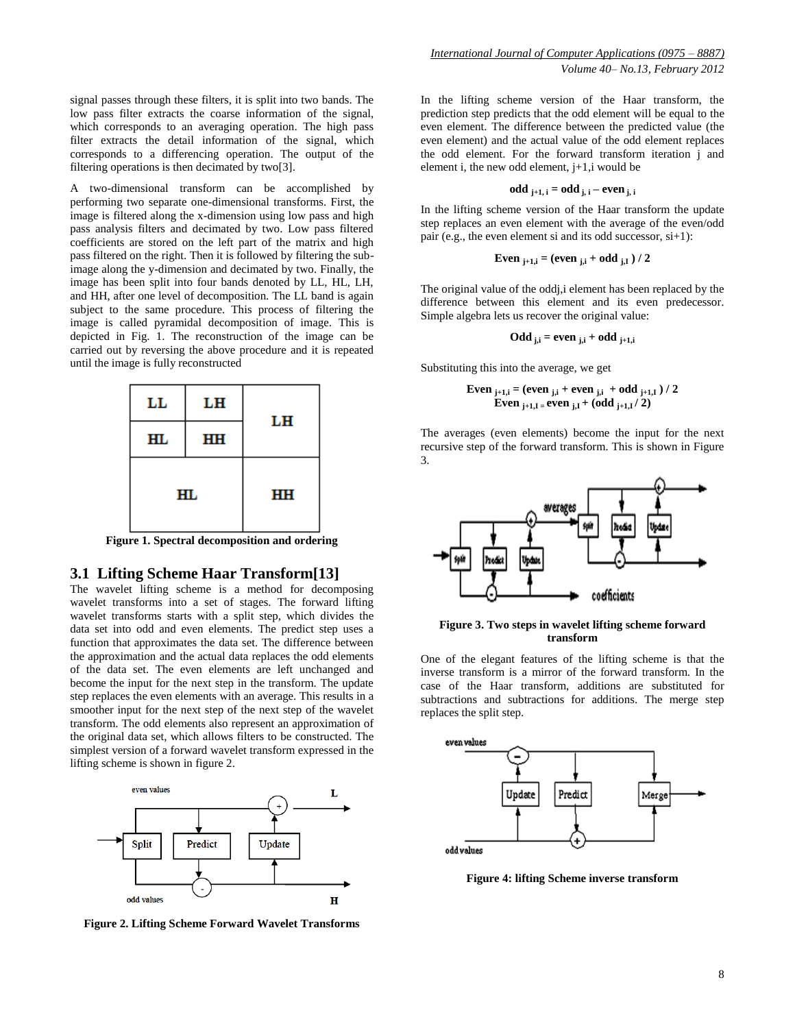signal passes through these filters, it is split into two bands. The low pass filter extracts the coarse information of the signal, which corresponds to an averaging operation. The high pass filter extracts the detail information of the signal, which corresponds to a differencing operation. The output of the filtering operations is then decimated by two[3].

A two-dimensional transform can be accomplished by performing two separate one-dimensional transforms. First, the image is filtered along the x-dimension using low pass and high pass analysis filters and decimated by two. Low pass filtered coefficients are stored on the left part of the matrix and high pass filtered on the right. Then it is followed by filtering the sub-image along the y-dimension and decimated by two. Finally, the image has been split into four bands denoted by LL, HL, LH, and HH, after one level of decomposition. The LL band is again subject to the same procedure. This process of filtering the image is called pyramidal decomposition of image. This is depicted in Fig. 1. The reconstruction of the image can be carried out by reversing the above procedure and it is repeated until the image is fully reconstructed

| LL | LH | LH |
|---|---|---|
| HL | HH | |
| HL | | HH |

**Figure 1. Spectral decomposition and ordering**

## 3.1 Lifting Scheme Haar Transform[13]

The wavelet lifting scheme is a method for decomposing wavelet transforms into a set of stages. The forward lifting wavelet transforms starts with a split step, which divides the data set into odd and even elements. The predict step uses a function that approximates the data set. The difference between the approximation and the actual data replaces the odd elements of the data set. The even elements are left unchanged and become the input for the next step in the transform. The update step replaces the even elements with an average. This results in a smoother input for the next step of the next step of the wavelet transform. The odd elements also represent an approximation of the original data set, which allows filters to be constructed. The simplest version of a forward wavelet transform expressed in the lifting scheme is shown in figure 2.

**Figure 2. Lifting Scheme Forward Wavelet Transforms**

In the lifting scheme version of the Haar transform, the prediction step predicts that the odd element will be equal to the even element. The difference between the predicted value (the even element) and the actual value of the odd element replaces the odd element. For the forward transform iteration j and element i, the new odd element, j+1,i would be

$$\textbf{odd}_{j+1,\,i} = \textbf{odd}_{j,\,i} - \textbf{even}_{j,\,i}$$

In the lifting scheme version of the Haar transform the update step replaces an even element with the average of the even/odd pair (e.g., the even element si and its odd successor, si+1):

$$\textbf{Even}_{j+1,i} = (\textbf{even}_{j,i} + \textbf{odd}_{j,I})\,/\,2$$

The original value of the oddj,i element has been replaced by the difference between this element and its even predecessor. Simple algebra lets us recover the original value:

$$\textbf{Odd}_{j,i} = \textbf{even}_{j,i} + \textbf{odd}_{j+1,i}$$

Substituting this into the average, we get

$$\textbf{Even}_{j+1,i} = (\textbf{even}_{j,i} + \textbf{even}_{j,i} + \textbf{odd}_{j+1,I})\,/\,2$$
$$\textbf{Even}_{j+1,I} = \textbf{even}_{j,I} + (\textbf{odd}_{j+1,I}\,/\,2)$$

The averages (even elements) become the input for the next recursive step of the forward transform. This is shown in Figure 3.

**Figure 3. Two steps in wavelet lifting scheme forward transform**

One of the elegant features of the lifting scheme is that the inverse transform is a mirror of the forward transform. In the case of the Haar transform, additions are substituted for subtractions and subtractions for additions. The merge step replaces the split step.

**Figure 4: lifting Scheme inverse transform**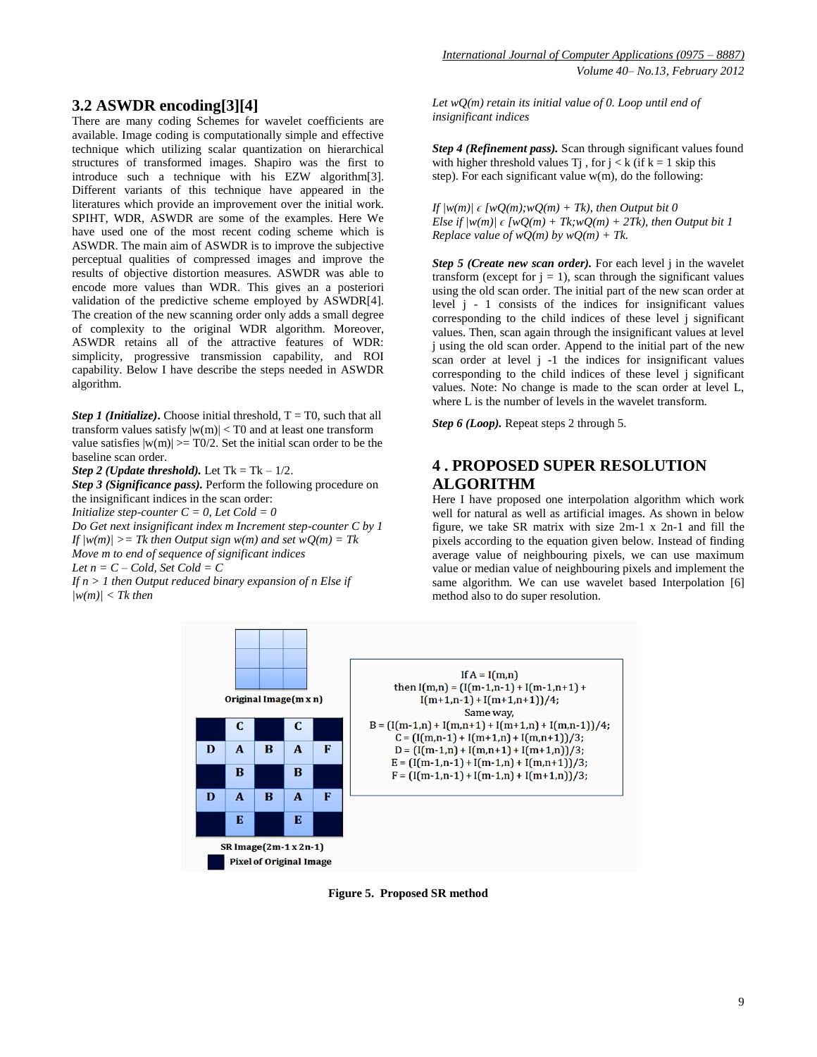## 3.2 ASWDR encoding[3][4]

There are many coding Schemes for wavelet coefficients are available. Image coding is computationally simple and effective technique which utilizing scalar quantization on hierarchical structures of transformed images. Shapiro was the first to introduce such a technique with his EZW algorithm[3]. Different variants of this technique have appeared in the literatures which provide an improvement over the initial work. SPIHT, WDR, ASWDR are some of the examples. Here We have used one of the most recent coding scheme which is ASWDR. The main aim of ASWDR is to improve the subjective perceptual qualities of compressed images and improve the results of objective distortion measures. ASWDR was able to encode more values than WDR. This gives an a posteriori validation of the predictive scheme employed by ASWDR[4]. The creation of the new scanning order only adds a small degree of complexity to the original WDR algorithm. Moreover, ASWDR retains all of the attractive features of WDR: simplicity, progressive transmission capability, and ROI capability. Below I have describe the steps needed in ASWDR algorithm.

***Step 1 (Initialize).*** Choose initial threshold, $T = T0$, such that all transform values satisfy $|w(m)| < T0$ and at least one transform value satisfies $|w(m)| >= T0/2$. Set the initial scan order to be the baseline scan order.

***Step 2 (Update threshold).*** Let $Tk = Tk – 1/2$.

***Step 3 (Significance pass).*** Perform the following procedure on the insignificant indices in the scan order:

*Initialize step-counter C = 0, Let Cold = 0*

*Do Get next insignificant index m Increment step-counter C by 1*

*If $|w(m)| >= Tk$ then Output sign w(m) and set $wQ(m) = Tk$*

*Move m to end of sequence of significant indices*

*Let n = C – Cold, Set Cold = C*

*If n > 1 then Output reduced binary expansion of n Else if $|w(m)| < Tk$ then*

*Let wQ(m) retain its initial value of 0. Loop until end of insignificant indices*

***Step 4 (Refinement pass).*** Scan through significant values found with higher threshold values Tj , for j < k (if k = 1 skip this step). For each significant value w(m), do the following:

*If $|w(m)| \epsilon [wQ(m);wQ(m) + Tk)$, then Output bit 0*

*Else if $|w(m)| \epsilon [wQ(m) + Tk;wQ(m) + 2Tk)$, then Output bit 1*

*Replace value of wQ(m) by $wQ(m) + Tk$.*

***Step 5 (Create new scan order).*** For each level j in the wavelet transform (except for j = 1), scan through the significant values using the old scan order. The initial part of the new scan order at level j - 1 consists of the indices for insignificant values corresponding to the child indices of these level j significant values. Then, scan again through the insignificant values at level j using the old scan order. Append to the initial part of the new scan order at level j -1 the indices for insignificant values corresponding to the child indices of these level j significant values. Note: No change is made to the scan order at level L, where L is the number of levels in the wavelet transform.

***Step 6 (Loop).*** Repeat steps 2 through 5.

## 4 . PROPOSED SUPER RESOLUTION ALGORITHM

Here I have proposed one interpolation algorithm which work well for natural as well as artificial images. As shown in below figure, we take SR matrix with size 2m-1 x 2n-1 and fill the pixels according to the equation given below. Instead of finding average value of neighbouring pixels, we can use maximum value or median value of neighbouring pixels and implement the same algorithm. We can use wavelet based Interpolation [6] method also to do super resolution.

Original Image(m x n)

|   | C |   | C |   |
|---|---|---|---|---|
| D | A | B | A | F |
|   | B |   | B |   |
| D | A | B | A | F |
|   | E |   | E |   |

SR Image(2m-1 x 2n-1)

Pixel of Original Image

If A = I(m,n)
then $I(m,n) = (I(m-1,n-1) + I(m-1,n+1) + I(m+1,n-1) + I(m+1,n+1))/4;$
Same way,
$B = (I(m-1,n) + I(m,n+1) + I(m+1,n) + I(m,n-1))/4;$
$C = (I(m,n-1) + I(m+1,n) + I(m,n+1))/3;$
$D = (I(m-1,n) + I(m,n+1) + I(m+1,n))/3;$
$E = (I(m-1,n-1) + I(m-1,n) + I(m,n+1))/3;$
$F = (I(m-1,n-1) + I(m-1,n) + I(m+1,n))/3;$

**Figure 5. Proposed SR method**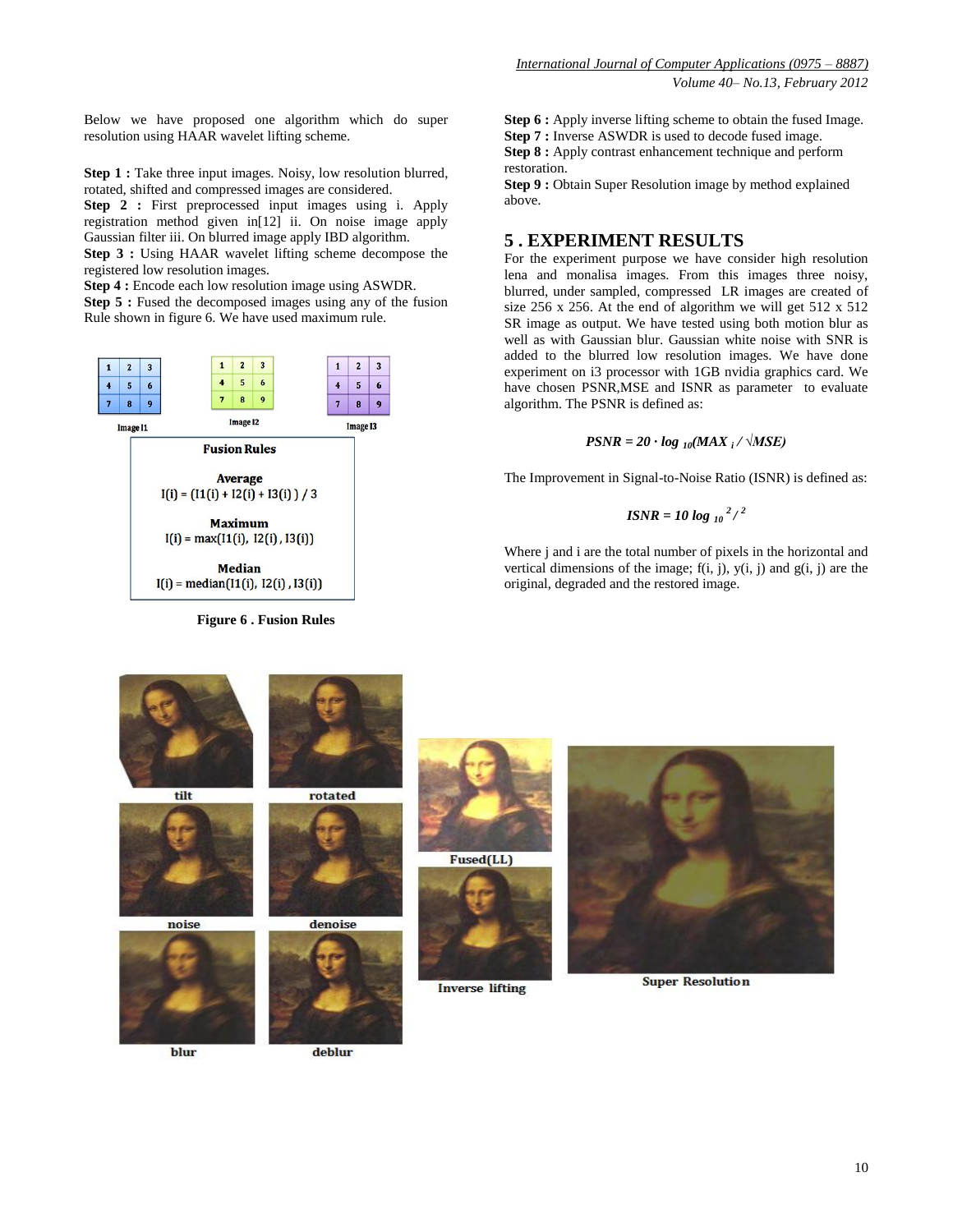Below we have proposed one algorithm which do super resolution using HAAR wavelet lifting scheme.

**Step 1 :** Take three input images. Noisy, low resolution blurred, rotated, shifted and compressed images are considered.
**Step 2 :** First preprocessed input images using i. Apply registration method given in[12] ii. On noise image apply Gaussian filter iii. On blurred image apply IBD algorithm.
**Step 3 :** Using HAAR wavelet lifting scheme decompose the registered low resolution images.
**Step 4 :** Encode each low resolution image using ASWDR.
**Step 5 :** Fused the decomposed images using any of the fusion Rule shown in figure 6. We have used maximum rule.

Fusion Rules

Average
$I(i) = (I1(i) + I2(i) + I3(i)) / 3$

Maximum
$I(i) = \max(I1(i), I2(i), I3(i))$

Median
$I(i) = \text{median}(I1(i), I2(i), I3(i))$

**Figure 6 . Fusion Rules**

**Step 6 :** Apply inverse lifting scheme to obtain the fused Image.
**Step 7 :** Inverse ASWDR is used to decode fused image.
**Step 8 :** Apply contrast enhancement technique and perform restoration.
**Step 9 :** Obtain Super Resolution image by method explained above.

## 5 . EXPERIMENT RESULTS

For the experiment purpose we have consider high resolution lena and monalisa images. From this images three noisy, blurred, under sampled, compressed LR images are created of size 256 x 256. At the end of algorithm we will get 512 x 512 SR image as output. We have tested using both motion blur as well as with Gaussian blur. Gaussian white noise with SNR is added to the blurred low resolution images. We have done experiment on i3 processor with 1GB nvidia graphics card. We have chosen PSNR,MSE and ISNR as parameter to evaluate algorithm. The PSNR is defined as:

$$PSNR = 20 \cdot \log_{10}(MAX_i / \sqrt{MSE})$$

The Improvement in Signal-to-Noise Ratio (ISNR) is defined as:

$$ISNR = 10 \log_{10} {}^{2} / {}^{2}$$

Where j and i are the total number of pixels in the horizontal and vertical dimensions of the image; f(i, j), y(i, j) and g(i, j) are the original, degraded and the restored image.

tilt rotated noise denoise blur deblur Fused(LL) Inverse lifting Super Resolution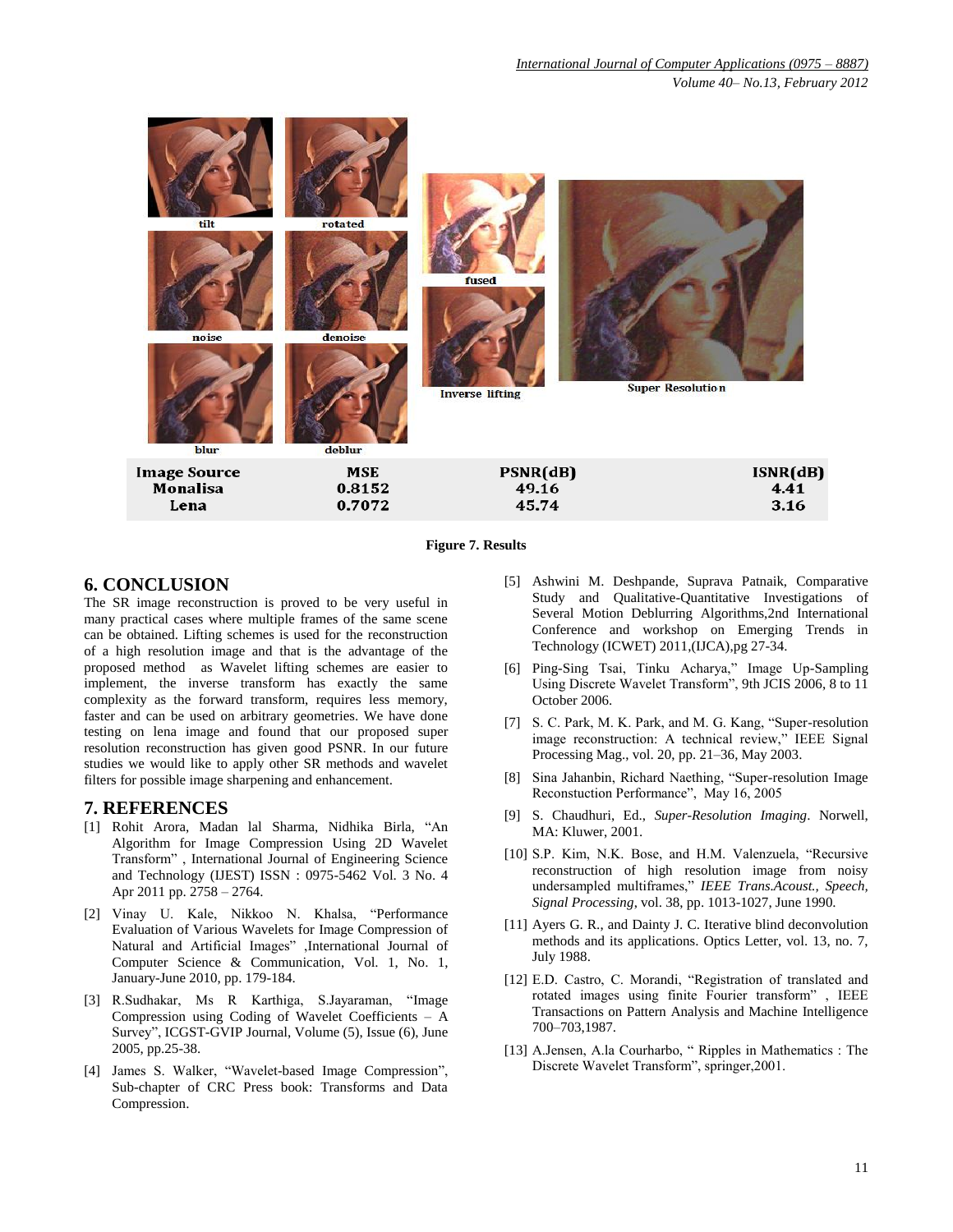tilt

rotated

noise

denoise

blur

deblur

fused

Inverse lifting

Super Resolution

| Image Source | MSE | PSNR(dB) | ISNR(dB) |
|---|---|---|---|
| Monalisa | 0.8152 | 49.16 | 4.41 |
| Lena | 0.7072 | 45.74 | 3.16 |

**Figure 7. Results**

## 6. CONCLUSION

The SR image reconstruction is proved to be very useful in many practical cases where multiple frames of the same scene can be obtained. Lifting schemes is used for the reconstruction of a high resolution image and that is the advantage of the proposed method as Wavelet lifting schemes are easier to implement, the inverse transform has exactly the same complexity as the forward transform, requires less memory, faster and can be used on arbitrary geometries. We have done testing on lena image and found that our proposed super resolution reconstruction has given good PSNR. In our future studies we would like to apply other SR methods and wavelet filters for possible image sharpening and enhancement.

## 7. REFERENCES

[1] Rohit Arora, Madan lal Sharma, Nidhika Birla, "An Algorithm for Image Compression Using 2D Wavelet Transform" , International Journal of Engineering Science and Technology (IJEST) ISSN : 0975-5462 Vol. 3 No. 4 Apr 2011 pp. 2758 – 2764.

[2] Vinay U. Kale, Nikkoo N. Khalsa, "Performance Evaluation of Various Wavelets for Image Compression of Natural and Artificial Images" ,International Journal of Computer Science & Communication, Vol. 1, No. 1, January-June 2010, pp. 179-184.

[3] R.Sudhakar, Ms R Karthiga, S.Jayaraman, "Image Compression using Coding of Wavelet Coefficients – A Survey", ICGST-GVIP Journal, Volume (5), Issue (6), June 2005, pp.25-38.

[4] James S. Walker, "Wavelet-based Image Compression", Sub-chapter of CRC Press book: Transforms and Data Compression.

[5] Ashwini M. Deshpande, Suprava Patnaik, Comparative Study and Qualitative-Quantitative Investigations of Several Motion Deblurring Algorithms,2nd International Conference and workshop on Emerging Trends in Technology (ICWET) 2011,(IJCA),pg 27-34.

[6] Ping-Sing Tsai, Tinku Acharya," Image Up-Sampling Using Discrete Wavelet Transform", 9th JCIS 2006, 8 to 11 October 2006.

[7] S. C. Park, M. K. Park, and M. G. Kang, "Super-resolution image reconstruction: A technical review," IEEE Signal Processing Mag., vol. 20, pp. 21–36, May 2003.

[8] Sina Jahanbin, Richard Naething, "Super-resolution Image Reconstuction Performance", May 16, 2005

[9] S. Chaudhuri, Ed., *Super-Resolution Imaging*. Norwell, MA: Kluwer, 2001.

[10] S.P. Kim, N.K. Bose, and H.M. Valenzuela, "Recursive reconstruction of high resolution image from noisy undersampled multiframes," *IEEE Trans.Acoust., Speech, Signal Processing*, vol. 38, pp. 1013-1027, June 1990.

[11] Ayers G. R., and Dainty J. C. Iterative blind deconvolution methods and its applications. Optics Letter, vol. 13, no. 7, July 1988.

[12] E.D. Castro, C. Morandi, "Registration of translated and rotated images using finite Fourier transform" , IEEE Transactions on Pattern Analysis and Machine Intelligence 700–703,1987.

[13] A.Jensen, A.la Courharbo, " Ripples in Mathematics : The Discrete Wavelet Transform", springer,2001.